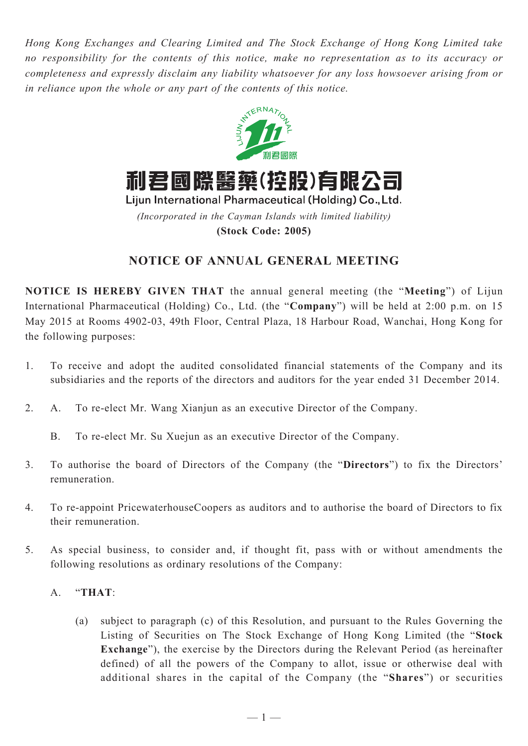*Hong Kong Exchanges and Clearing Limited and The Stock Exchange of Hong Kong Limited take no responsibility for the contents of this notice, make no representation as to its accuracy or completeness and expressly disclaim any liability whatsoever for any loss howsoever arising from or in reliance upon the whole or any part of the contents of this notice.*

# 利君國際醫藥(控股)有限公司
## Lijun International Pharmaceutical (Holding) Co., Ltd.

*(Incorporated in the Cayman Islands with limited liability)*

**(Stock Code: 2005)**

## NOTICE OF ANNUAL GENERAL MEETING

**NOTICE IS HEREBY GIVEN THAT** the annual general meeting (the "**Meeting**") of Lijun International Pharmaceutical (Holding) Co., Ltd. (the "**Company**") will be held at 2:00 p.m. on 15 May 2015 at Rooms 4902-03, 49th Floor, Central Plaza, 18 Harbour Road, Wanchai, Hong Kong for the following purposes:

1. To receive and adopt the audited consolidated financial statements of the Company and its subsidiaries and the reports of the directors and auditors for the year ended 31 December 2014.

2. A. To re-elect Mr. Wang Xianjun as an executive Director of the Company.

   B. To re-elect Mr. Su Xuejun as an executive Director of the Company.

3. To authorise the board of Directors of the Company (the "**Directors**") to fix the Directors' remuneration.

4. To re-appoint PricewaterhouseCoopers as auditors and to authorise the board of Directors to fix their remuneration.

5. As special business, to consider and, if thought fit, pass with or without amendments the following resolutions as ordinary resolutions of the Company:

   A. "**THAT**:

      (a) subject to paragraph (c) of this Resolution, and pursuant to the Rules Governing the Listing of Securities on The Stock Exchange of Hong Kong Limited (the "**Stock Exchange**"), the exercise by the Directors during the Relevant Period (as hereinafter defined) of all the powers of the Company to allot, issue or otherwise deal with additional shares in the capital of the Company (the "**Shares**") or securities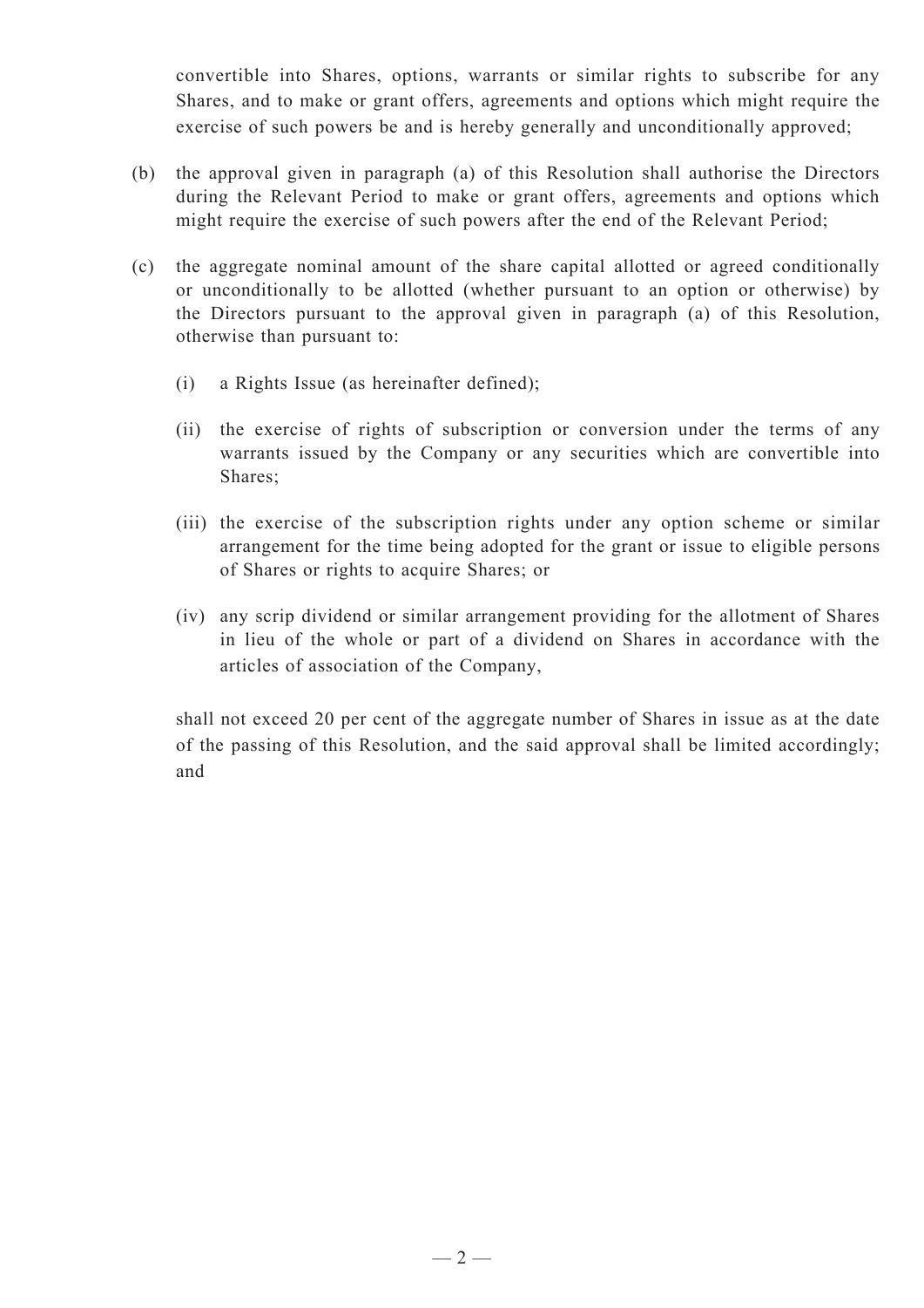convertible into Shares, options, warrants or similar rights to subscribe for any Shares, and to make or grant offers, agreements and options which might require the exercise of such powers be and is hereby generally and unconditionally approved;

(b) the approval given in paragraph (a) of this Resolution shall authorise the Directors during the Relevant Period to make or grant offers, agreements and options which might require the exercise of such powers after the end of the Relevant Period;

(c) the aggregate nominal amount of the share capital allotted or agreed conditionally or unconditionally to be allotted (whether pursuant to an option or otherwise) by the Directors pursuant to the approval given in paragraph (a) of this Resolution, otherwise than pursuant to:

   (i) a Rights Issue (as hereinafter defined);

   (ii) the exercise of rights of subscription or conversion under the terms of any warrants issued by the Company or any securities which are convertible into Shares;

   (iii) the exercise of the subscription rights under any option scheme or similar arrangement for the time being adopted for the grant or issue to eligible persons of Shares or rights to acquire Shares; or

   (iv) any scrip dividend or similar arrangement providing for the allotment of Shares in lieu of the whole or part of a dividend on Shares in accordance with the articles of association of the Company,

   shall not exceed 20 per cent of the aggregate number of Shares in issue as at the date of the passing of this Resolution, and the said approval shall be limited accordingly; and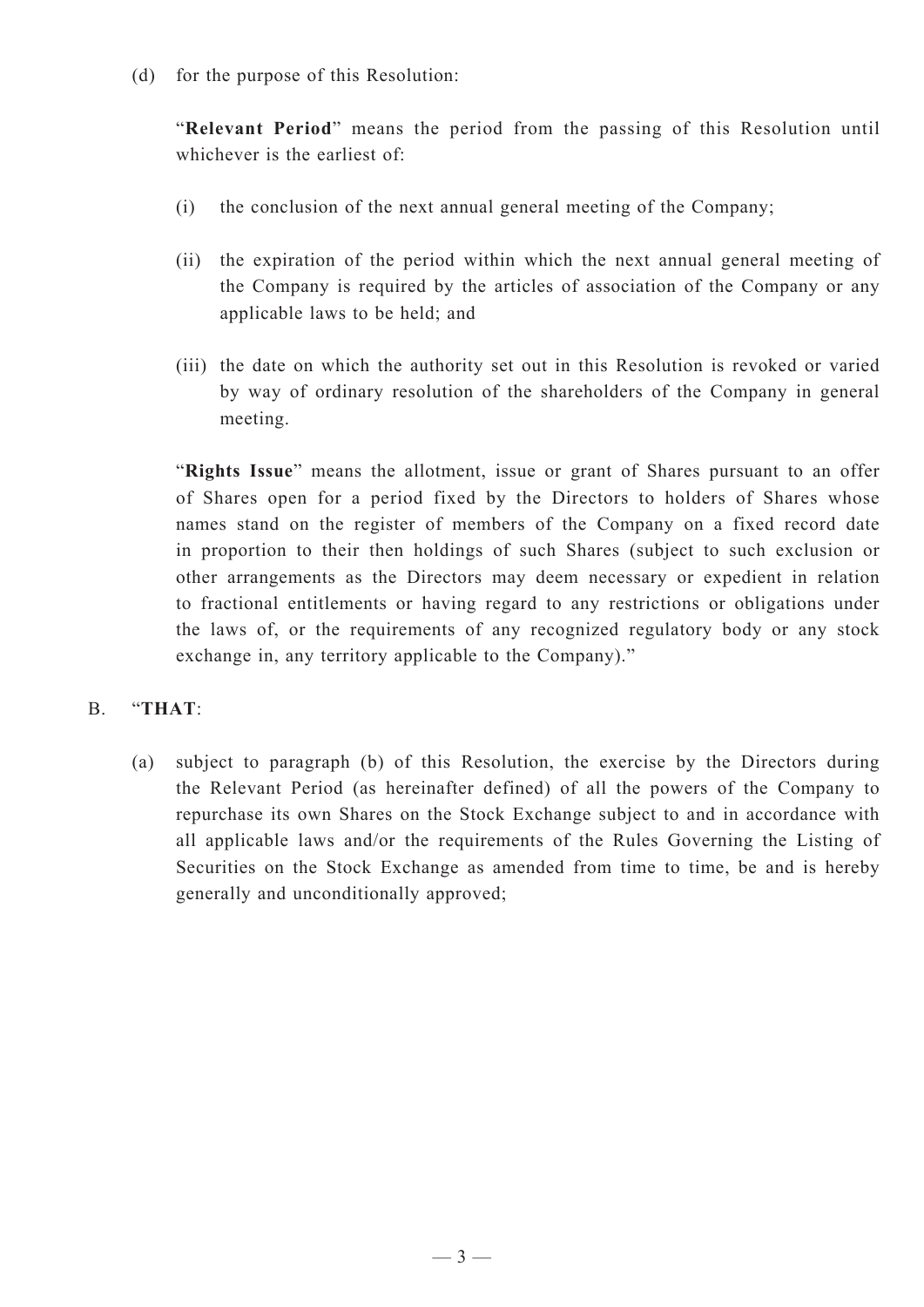(d) for the purpose of this Resolution:

"**Relevant Period**" means the period from the passing of this Resolution until whichever is the earliest of:

(i) the conclusion of the next annual general meeting of the Company;

(ii) the expiration of the period within which the next annual general meeting of the Company is required by the articles of association of the Company or any applicable laws to be held; and

(iii) the date on which the authority set out in this Resolution is revoked or varied by way of ordinary resolution of the shareholders of the Company in general meeting.

"**Rights Issue**" means the allotment, issue or grant of Shares pursuant to an offer of Shares open for a period fixed by the Directors to holders of Shares whose names stand on the register of members of the Company on a fixed record date in proportion to their then holdings of such Shares (subject to such exclusion or other arrangements as the Directors may deem necessary or expedient in relation to fractional entitlements or having regard to any restrictions or obligations under the laws of, or the requirements of any recognized regulatory body or any stock exchange in, any territory applicable to the Company)."

B. "**THAT**:

(a) subject to paragraph (b) of this Resolution, the exercise by the Directors during the Relevant Period (as hereinafter defined) of all the powers of the Company to repurchase its own Shares on the Stock Exchange subject to and in accordance with all applicable laws and/or the requirements of the Rules Governing the Listing of Securities on the Stock Exchange as amended from time to time, be and is hereby generally and unconditionally approved;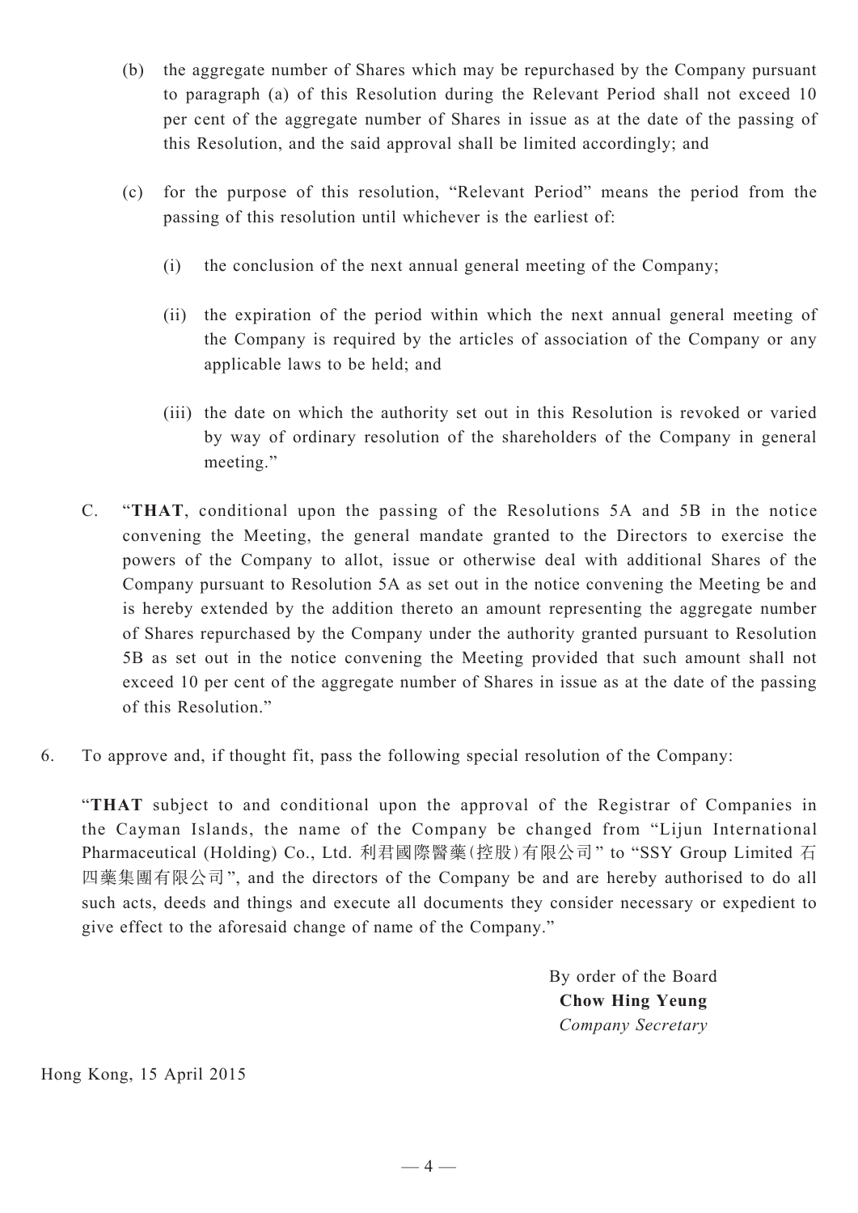(b) the aggregate number of Shares which may be repurchased by the Company pursuant to paragraph (a) of this Resolution during the Relevant Period shall not exceed 10 per cent of the aggregate number of Shares in issue as at the date of the passing of this Resolution, and the said approval shall be limited accordingly; and

(c) for the purpose of this resolution, "Relevant Period" means the period from the passing of this resolution until whichever is the earliest of:

(i) the conclusion of the next annual general meeting of the Company;

(ii) the expiration of the period within which the next annual general meeting of the Company is required by the articles of association of the Company or any applicable laws to be held; and

(iii) the date on which the authority set out in this Resolution is revoked or varied by way of ordinary resolution of the shareholders of the Company in general meeting."

C. "**THAT**, conditional upon the passing of the Resolutions 5A and 5B in the notice convening the Meeting, the general mandate granted to the Directors to exercise the powers of the Company to allot, issue or otherwise deal with additional Shares of the Company pursuant to Resolution 5A as set out in the notice convening the Meeting be and is hereby extended by the addition thereto an amount representing the aggregate number of Shares repurchased by the Company under the authority granted pursuant to Resolution 5B as set out in the notice convening the Meeting provided that such amount shall not exceed 10 per cent of the aggregate number of Shares in issue as at the date of the passing of this Resolution."

6. To approve and, if thought fit, pass the following special resolution of the Company:

"**THAT** subject to and conditional upon the approval of the Registrar of Companies in the Cayman Islands, the name of the Company be changed from "Lijun International Pharmaceutical (Holding) Co., Ltd. 利君國際醫藥(控股)有限公司" to "SSY Group Limited 石四藥集團有限公司", and the directors of the Company be and are hereby authorised to do all such acts, deeds and things and execute all documents they consider necessary or expedient to give effect to the aforesaid change of name of the Company."

By order of the Board
**Chow Hing Yeung**
*Company Secretary*

Hong Kong, 15 April 2015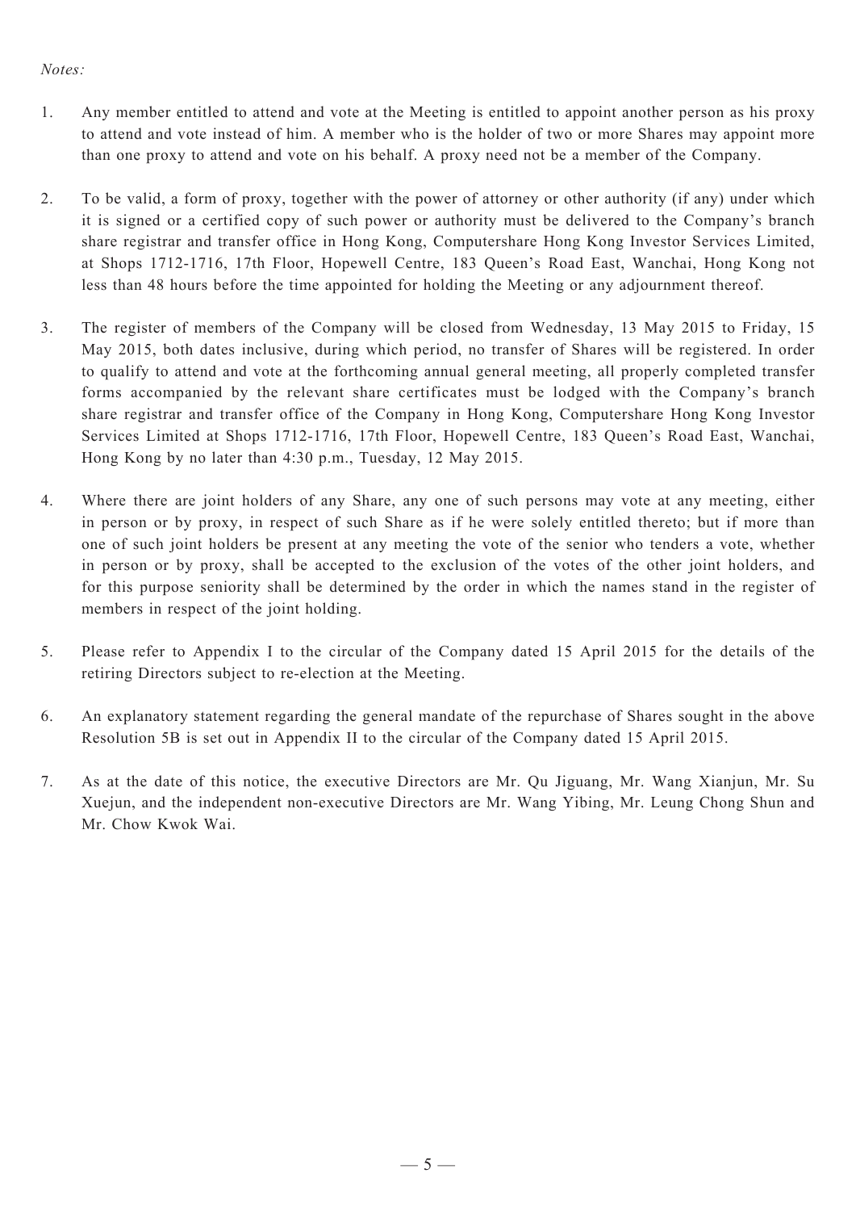*Notes:*

1. Any member entitled to attend and vote at the Meeting is entitled to appoint another person as his proxy to attend and vote instead of him. A member who is the holder of two or more Shares may appoint more than one proxy to attend and vote on his behalf. A proxy need not be a member of the Company.

2. To be valid, a form of proxy, together with the power of attorney or other authority (if any) under which it is signed or a certified copy of such power or authority must be delivered to the Company's branch share registrar and transfer office in Hong Kong, Computershare Hong Kong Investor Services Limited, at Shops 1712-1716, 17th Floor, Hopewell Centre, 183 Queen's Road East, Wanchai, Hong Kong not less than 48 hours before the time appointed for holding the Meeting or any adjournment thereof.

3. The register of members of the Company will be closed from Wednesday, 13 May 2015 to Friday, 15 May 2015, both dates inclusive, during which period, no transfer of Shares will be registered. In order to qualify to attend and vote at the forthcoming annual general meeting, all properly completed transfer forms accompanied by the relevant share certificates must be lodged with the Company's branch share registrar and transfer office of the Company in Hong Kong, Computershare Hong Kong Investor Services Limited at Shops 1712-1716, 17th Floor, Hopewell Centre, 183 Queen's Road East, Wanchai, Hong Kong by no later than 4:30 p.m., Tuesday, 12 May 2015.

4. Where there are joint holders of any Share, any one of such persons may vote at any meeting, either in person or by proxy, in respect of such Share as if he were solely entitled thereto; but if more than one of such joint holders be present at any meeting the vote of the senior who tenders a vote, whether in person or by proxy, shall be accepted to the exclusion of the votes of the other joint holders, and for this purpose seniority shall be determined by the order in which the names stand in the register of members in respect of the joint holding.

5. Please refer to Appendix I to the circular of the Company dated 15 April 2015 for the details of the retiring Directors subject to re-election at the Meeting.

6. An explanatory statement regarding the general mandate of the repurchase of Shares sought in the above Resolution 5B is set out in Appendix II to the circular of the Company dated 15 April 2015.

7. As at the date of this notice, the executive Directors are Mr. Qu Jiguang, Mr. Wang Xianjun, Mr. Su Xuejun, and the independent non-executive Directors are Mr. Wang Yibing, Mr. Leung Chong Shun and Mr. Chow Kwok Wai.